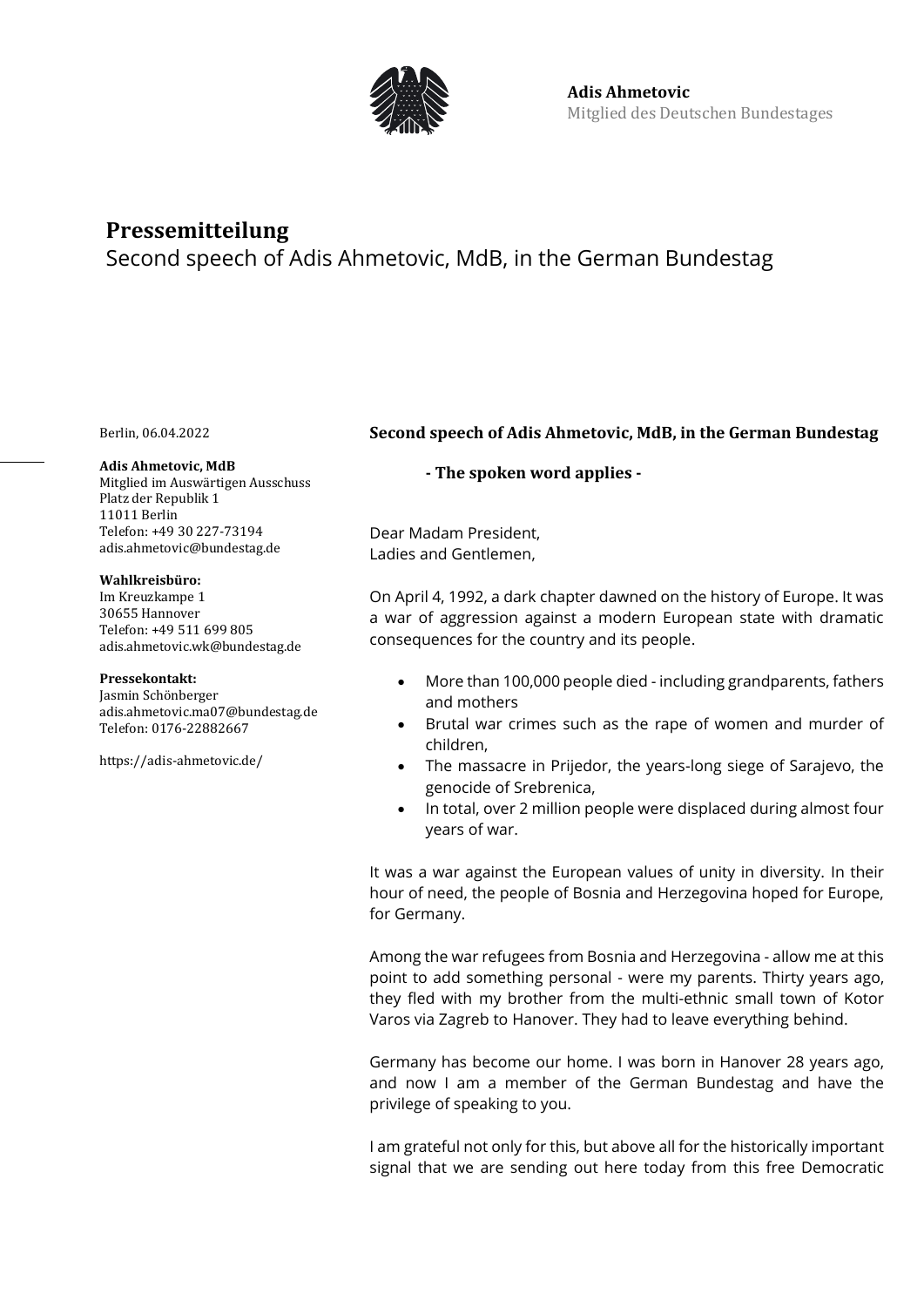**Adis Ahmetovic**
Mitglied des Deutschen Bundestages

# Pressemitteilung

Second speech of Adis Ahmetovic, MdB, in the German Bundestag

Berlin, 06.04.2022

**Adis Ahmetovic, MdB**
Mitglied im Auswärtigen Ausschuss
Platz der Republik 1
11011 Berlin
Telefon: +49 30 227-73194
adis.ahmetovic@bundestag.de

**Wahlkreisbüro:**
Im Kreuzkampe 1
30655 Hannover
Telefon: +49 511 699 805
adis.ahmetovic.wk@bundestag.de

**Pressekontakt:**
Jasmin Schönberger
adis.ahmetovic.ma07@bundestag.de
Telefon: 0176-22882667

https://adis-ahmetovic.de/

## Second speech of Adis Ahmetovic, MdB, in the German Bundestag

**- The spoken word applies -**

Dear Madam President,
Ladies and Gentlemen,

On April 4, 1992, a dark chapter dawned on the history of Europe. It was a war of aggression against a modern European state with dramatic consequences for the country and its people.

- More than 100,000 people died - including grandparents, fathers and mothers
- Brutal war crimes such as the rape of women and murder of children,
- The massacre in Prijedor, the years-long siege of Sarajevo, the genocide of Srebrenica,
- In total, over 2 million people were displaced during almost four years of war.

It was a war against the European values of unity in diversity. In their hour of need, the people of Bosnia and Herzegovina hoped for Europe, for Germany.

Among the war refugees from Bosnia and Herzegovina - allow me at this point to add something personal - were my parents. Thirty years ago, they fled with my brother from the multi-ethnic small town of Kotor Varos via Zagreb to Hanover. They had to leave everything behind.

Germany has become our home. I was born in Hanover 28 years ago, and now I am a member of the German Bundestag and have the privilege of speaking to you.

I am grateful not only for this, but above all for the historically important signal that we are sending out here today from this free Democratic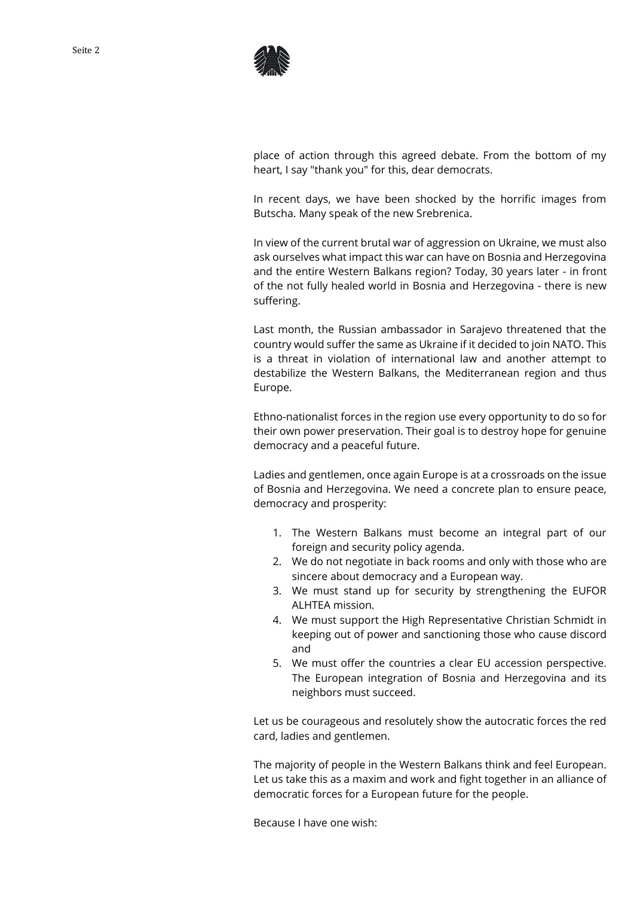place of action through this agreed debate. From the bottom of my heart, I say "thank you" for this, dear democrats.

In recent days, we have been shocked by the horrific images from Butscha. Many speak of the new Srebrenica.

In view of the current brutal war of aggression on Ukraine, we must also ask ourselves what impact this war can have on Bosnia and Herzegovina and the entire Western Balkans region? Today, 30 years later - in front of the not fully healed world in Bosnia and Herzegovina - there is new suffering.

Last month, the Russian ambassador in Sarajevo threatened that the country would suffer the same as Ukraine if it decided to join NATO. This is a threat in violation of international law and another attempt to destabilize the Western Balkans, the Mediterranean region and thus Europe.

Ethno-nationalist forces in the region use every opportunity to do so for their own power preservation. Their goal is to destroy hope for genuine democracy and a peaceful future.

Ladies and gentlemen, once again Europe is at a crossroads on the issue of Bosnia and Herzegovina. We need a concrete plan to ensure peace, democracy and prosperity:

1. The Western Balkans must become an integral part of our foreign and security policy agenda.
2. We do not negotiate in back rooms and only with those who are sincere about democracy and a European way.
3. We must stand up for security by strengthening the EUFOR ALHTEA mission.
4. We must support the High Representative Christian Schmidt in keeping out of power and sanctioning those who cause discord and
5. We must offer the countries a clear EU accession perspective. The European integration of Bosnia and Herzegovina and its neighbors must succeed.

Let us be courageous and resolutely show the autocratic forces the red card, ladies and gentlemen.

The majority of people in the Western Balkans think and feel European. Let us take this as a maxim and work and fight together in an alliance of democratic forces for a European future for the people.

Because I have one wish: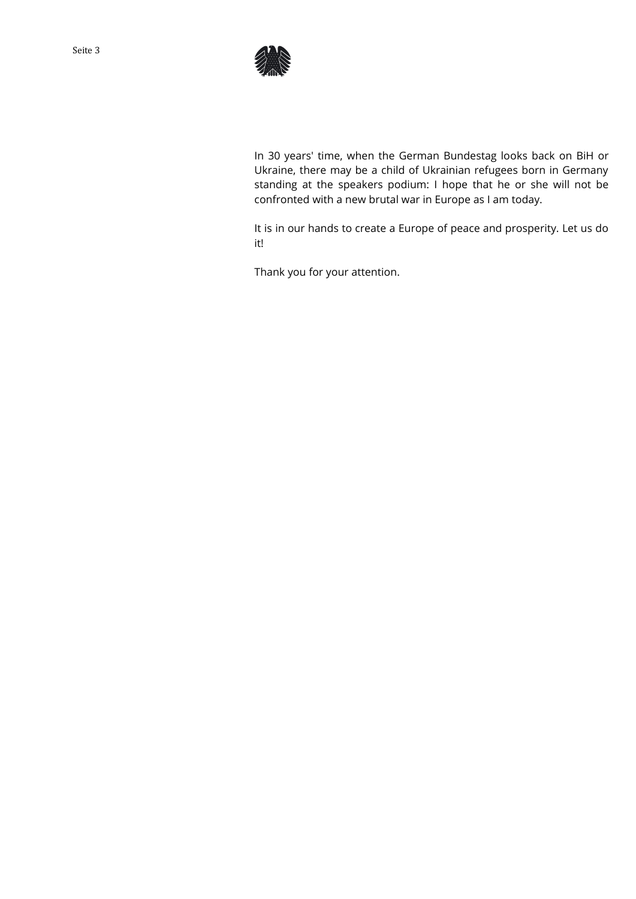In 30 years' time, when the German Bundestag looks back on BiH or Ukraine, there may be a child of Ukrainian refugees born in Germany standing at the speakers podium: I hope that he or she will not be confronted with a new brutal war in Europe as I am today.

It is in our hands to create a Europe of peace and prosperity. Let us do it!

Thank you for your attention.